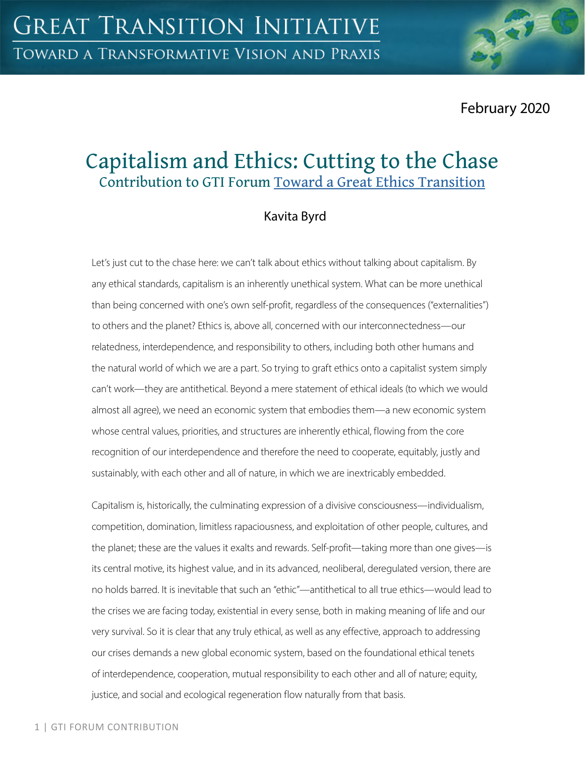# Capitalism and Ethics: Cutting to the Chase

## Contribution to GTI Forum Toward a Great Ethics Transition

Kavita Byrd

February 2020

Let's just cut to the chase here: we can't talk about ethics without talking about capitalism. By any ethical standards, capitalism is an inherently unethical system. What can be more unethical than being concerned with one's own self-profit, regardless of the consequences ("externalities") to others and the planet? Ethics is, above all, concerned with our interconnectedness—our relatedness, interdependence, and responsibility to others, including both other humans and the natural world of which we are a part. So trying to graft ethics onto a capitalist system simply can't work—they are antithetical. Beyond a mere statement of ethical ideals (to which we would almost all agree), we need an economic system that embodies them—a new economic system whose central values, priorities, and structures are inherently ethical, flowing from the core recognition of our interdependence and therefore the need to cooperate, equitably, justly and sustainably, with each other and all of nature, in which we are inextricably embedded.

Capitalism is, historically, the culminating expression of a divisive consciousness—individualism, competition, domination, limitless rapaciousness, and exploitation of other people, cultures, and the planet; these are the values it exalts and rewards. Self-profit—taking more than one gives—is its central motive, its highest value, and in its advanced, neoliberal, deregulated version, there are no holds barred. It is inevitable that such an "ethic"—antithetical to all true ethics—would lead to the crises we are facing today, existential in every sense, both in making meaning of life and our very survival. So it is clear that any truly ethical, as well as any effective, approach to addressing our crises demands a new global economic system, based on the foundational ethical tenets of interdependence, cooperation, mutual responsibility to each other and all of nature; equity, justice, and social and ecological regeneration flow naturally from that basis.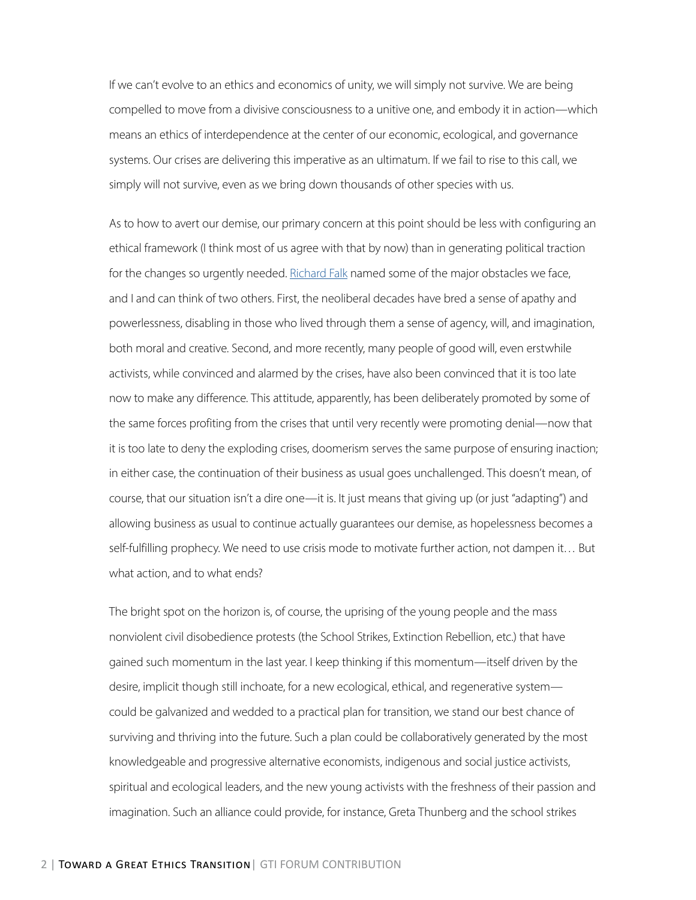If we can't evolve to an ethics and economics of unity, we will simply not survive. We are being compelled to move from a divisive consciousness to a unitive one, and embody it in action—which means an ethics of interdependence at the center of our economic, ecological, and governance systems. Our crises are delivering this imperative as an ultimatum. If we fail to rise to this call, we simply will not survive, even as we bring down thousands of other species with us.

As to how to avert our demise, our primary concern at this point should be less with configuring an ethical framework (I think most of us agree with that by now) than in generating political traction for the changes so urgently needed. Richard Falk named some of the major obstacles we face, and I and can think of two others. First, the neoliberal decades have bred a sense of apathy and powerlessness, disabling in those who lived through them a sense of agency, will, and imagination, both moral and creative. Second, and more recently, many people of good will, even erstwhile activists, while convinced and alarmed by the crises, have also been convinced that it is too late now to make any difference. This attitude, apparently, has been deliberately promoted by some of the same forces profiting from the crises that until very recently were promoting denial—now that it is too late to deny the exploding crises, doomerism serves the same purpose of ensuring inaction; in either case, the continuation of their business as usual goes unchallenged. This doesn't mean, of course, that our situation isn't a dire one—it is. It just means that giving up (or just "adapting") and allowing business as usual to continue actually guarantees our demise, as hopelessness becomes a self-fulfilling prophecy. We need to use crisis mode to motivate further action, not dampen it… But what action, and to what ends?

The bright spot on the horizon is, of course, the uprising of the young people and the mass nonviolent civil disobedience protests (the School Strikes, Extinction Rebellion, etc.) that have gained such momentum in the last year. I keep thinking if this momentum—itself driven by the desire, implicit though still inchoate, for a new ecological, ethical, and regenerative system—could be galvanized and wedded to a practical plan for transition, we stand our best chance of surviving and thriving into the future. Such a plan could be collaboratively generated by the most knowledgeable and progressive alternative economists, indigenous and social justice activists, spiritual and ecological leaders, and the new young activists with the freshness of their passion and imagination. Such an alliance could provide, for instance, Greta Thunberg and the school strikes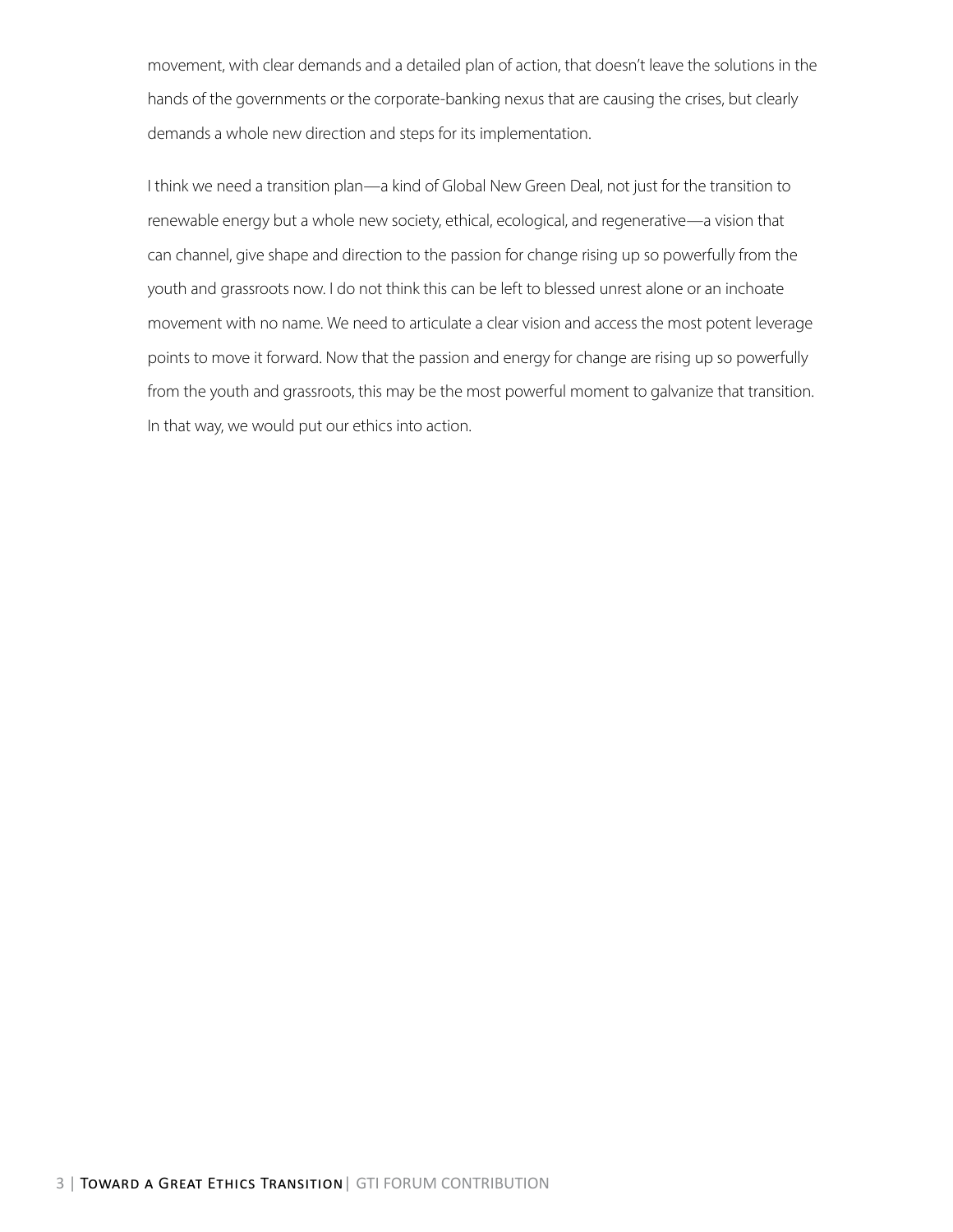movement, with clear demands and a detailed plan of action, that doesn't leave the solutions in the hands of the governments or the corporate-banking nexus that are causing the crises, but clearly demands a whole new direction and steps for its implementation.

I think we need a transition plan—a kind of Global New Green Deal, not just for the transition to renewable energy but a whole new society, ethical, ecological, and regenerative—a vision that can channel, give shape and direction to the passion for change rising up so powerfully from the youth and grassroots now. I do not think this can be left to blessed unrest alone or an inchoate movement with no name. We need to articulate a clear vision and access the most potent leverage points to move it forward. Now that the passion and energy for change are rising up so powerfully from the youth and grassroots, this may be the most powerful moment to galvanize that transition. In that way, we would put our ethics into action.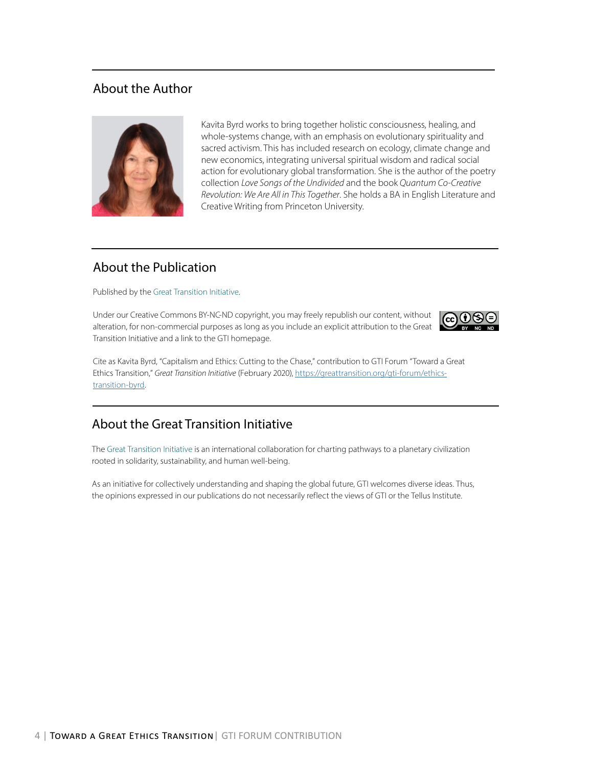## About the Author

Kavita Byrd works to bring together holistic consciousness, healing, and whole-systems change, with an emphasis on evolutionary spirituality and sacred activism. This has included research on ecology, climate change and new economics, integrating universal spiritual wisdom and radical social action for evolutionary global transformation. She is the author of the poetry collection *Love Songs of the Undivided* and the book *Quantum Co-Creative Revolution: We Are All in This Together*. She holds a BA in English Literature and Creative Writing from Princeton University.

## About the Publication

Published by the Great Transition Initiative.

Under our Creative Commons BY-NC-ND copyright, you may freely republish our content, without alteration, for non-commercial purposes as long as you include an explicit attribution to the Great Transition Initiative and a link to the GTI homepage.

Cite as Kavita Byrd, "Capitalism and Ethics: Cutting to the Chase," contribution to GTI Forum "Toward a Great Ethics Transition," *Great Transition Initiative* (February 2020), https://greattransition.org/gti-forum/ethics-transition-byrd.

## About the Great Transition Initiative

The Great Transition Initiative is an international collaboration for charting pathways to a planetary civilization rooted in solidarity, sustainability, and human well-being.

As an initiative for collectively understanding and shaping the global future, GTI welcomes diverse ideas. Thus, the opinions expressed in our publications do not necessarily reflect the views of GTI or the Tellus Institute.